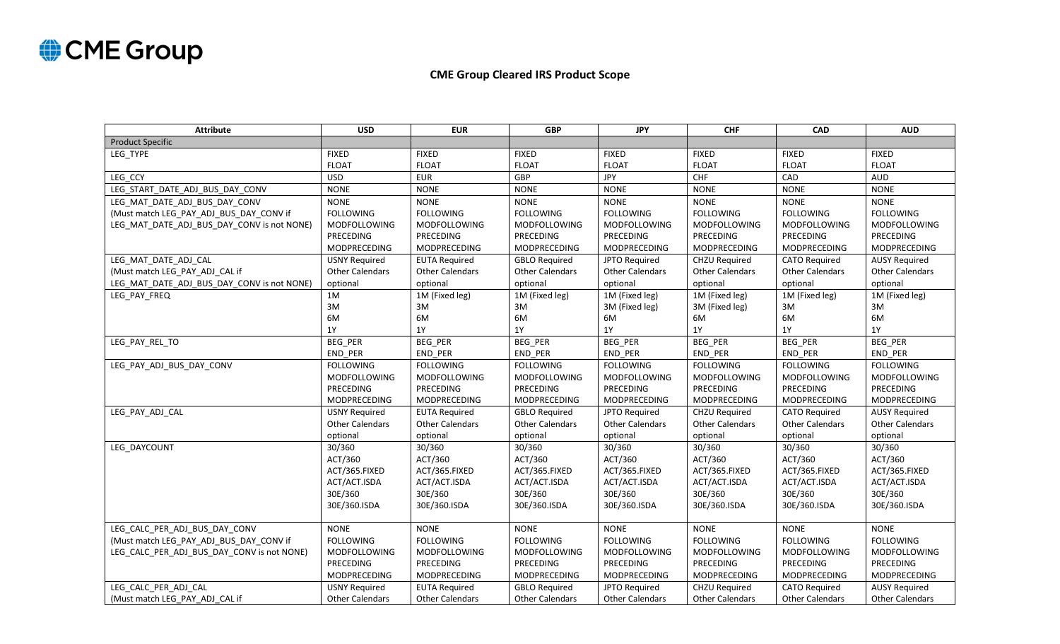CME Group

## CME Group Cleared IRS Product Scope

| Attribute | USD | EUR | GBP | JPY | CHF | CAD | AUD |
|---|---|---|---|---|---|---|---|
| Product Specific | | | | | | | |
| LEG_TYPE | FIXED<br>FLOAT | FIXED<br>FLOAT | FIXED<br>FLOAT | FIXED<br>FLOAT | FIXED<br>FLOAT | FIXED<br>FLOAT | FIXED<br>FLOAT |
| LEG_CCY | USD | EUR | GBP | JPY | CHF | CAD | AUD |
| LEG_START_DATE_ADJ_BUS_DAY_CONV | NONE | NONE | NONE | NONE | NONE | NONE | NONE |
| LEG_MAT_DATE_ADJ_BUS_DAY_CONV<br>(Must match LEG_PAY_ADJ_BUS_DAY_CONV if LEG_MAT_DATE_ADJ_BUS_DAY_CONV is not NONE) | NONE<br>FOLLOWING<br>MODFOLLOWING<br>PRECEDING<br>MODPRECEDING | NONE<br>FOLLOWING<br>MODFOLLOWING<br>PRECEDING<br>MODPRECEDING | NONE<br>FOLLOWING<br>MODFOLLOWING<br>PRECEDING<br>MODPRECEDING | NONE<br>FOLLOWING<br>MODFOLLOWING<br>PRECEDING<br>MODPRECEDING | NONE<br>FOLLOWING<br>MODFOLLOWING<br>PRECEDING<br>MODPRECEDING | NONE<br>FOLLOWING<br>MODFOLLOWING<br>PRECEDING<br>MODPRECEDING | NONE<br>FOLLOWING<br>MODFOLLOWING<br>PRECEDING<br>MODPRECEDING |
| LEG_MAT_DATE_ADJ_CAL<br>(Must match LEG_PAY_ADJ_CAL if LEG_MAT_DATE_ADJ_BUS_DAY_CONV is not NONE) | USNY Required<br>Other Calendars optional | EUTA Required<br>Other Calendars optional | GBLO Required<br>Other Calendars optional | JPTO Required<br>Other Calendars optional | CHZU Required<br>Other Calendars optional | CATO Required<br>Other Calendars optional | AUSY Required<br>Other Calendars optional |
| LEG_PAY_FREQ | 1M<br>3M<br>6M<br>1Y | 1M (Fixed leg)<br>3M<br>6M<br>1Y | 1M (Fixed leg)<br>3M<br>6M<br>1Y | 1M (Fixed leg)<br>3M (Fixed leg)<br>6M<br>1Y | 1M (Fixed leg)<br>3M (Fixed leg)<br>6M<br>1Y | 1M (Fixed leg)<br>3M<br>6M<br>1Y | 1M (Fixed leg)<br>3M<br>6M<br>1Y |
| LEG_PAY_REL_TO | BEG_PER<br>END_PER | BEG_PER<br>END_PER | BEG_PER<br>END_PER | BEG_PER<br>END_PER | BEG_PER<br>END_PER | BEG_PER<br>END_PER | BEG_PER<br>END_PER |
| LEG_PAY_ADJ_BUS_DAY_CONV | FOLLOWING<br>MODFOLLOWING<br>PRECEDING<br>MODPRECEDING | FOLLOWING<br>MODFOLLOWING<br>PRECEDING<br>MODPRECEDING | FOLLOWING<br>MODFOLLOWING<br>PRECEDING<br>MODPRECEDING | FOLLOWING<br>MODFOLLOWING<br>PRECEDING<br>MODPRECEDING | FOLLOWING<br>MODFOLLOWING<br>PRECEDING<br>MODPRECEDING | FOLLOWING<br>MODFOLLOWING<br>PRECEDING<br>MODPRECEDING | FOLLOWING<br>MODFOLLOWING<br>PRECEDING<br>MODPRECEDING |
| LEG_PAY_ADJ_CAL | USNY Required<br>Other Calendars optional | EUTA Required<br>Other Calendars optional | GBLO Required<br>Other Calendars optional | JPTO Required<br>Other Calendars optional | CHZU Required<br>Other Calendars optional | CATO Required<br>Other Calendars optional | AUSY Required<br>Other Calendars optional |
| LEG_DAYCOUNT | 30/360<br>ACT/360<br>ACT/365.FIXED<br>ACT/ACT.ISDA<br>30E/360<br>30E/360.ISDA | 30/360<br>ACT/360<br>ACT/365.FIXED<br>ACT/ACT.ISDA<br>30E/360<br>30E/360.ISDA | 30/360<br>ACT/360<br>ACT/365.FIXED<br>ACT/ACT.ISDA<br>30E/360<br>30E/360.ISDA | 30/360<br>ACT/360<br>ACT/365.FIXED<br>ACT/ACT.ISDA<br>30E/360<br>30E/360.ISDA | 30/360<br>ACT/360<br>ACT/365.FIXED<br>ACT/ACT.ISDA<br>30E/360<br>30E/360.ISDA | 30/360<br>ACT/360<br>ACT/365.FIXED<br>ACT/ACT.ISDA<br>30E/360<br>30E/360.ISDA | 30/360<br>ACT/360<br>ACT/365.FIXED<br>ACT/ACT.ISDA<br>30E/360<br>30E/360.ISDA |
| LEG_CALC_PER_ADJ_BUS_DAY_CONV<br>(Must match LEG_PAY_ADJ_BUS_DAY_CONV if LEG_CALC_PER_ADJ_BUS_DAY_CONV is not NONE) | NONE<br>FOLLOWING<br>MODFOLLOWING<br>PRECEDING<br>MODPRECEDING | NONE<br>FOLLOWING<br>MODFOLLOWING<br>PRECEDING<br>MODPRECEDING | NONE<br>FOLLOWING<br>MODFOLLOWING<br>PRECEDING<br>MODPRECEDING | NONE<br>FOLLOWING<br>MODFOLLOWING<br>PRECEDING<br>MODPRECEDING | NONE<br>FOLLOWING<br>MODFOLLOWING<br>PRECEDING<br>MODPRECEDING | NONE<br>FOLLOWING<br>MODFOLLOWING<br>PRECEDING<br>MODPRECEDING | NONE<br>FOLLOWING<br>MODFOLLOWING<br>PRECEDING<br>MODPRECEDING |
| LEG_CALC_PER_ADJ_CAL<br>(Must match LEG_PAY_ADJ_CAL if | USNY Required<br>Other Calendars | EUTA Required<br>Other Calendars | GBLO Required<br>Other Calendars | JPTO Required<br>Other Calendars | CHZU Required<br>Other Calendars | CATO Required<br>Other Calendars | AUSY Required<br>Other Calendars |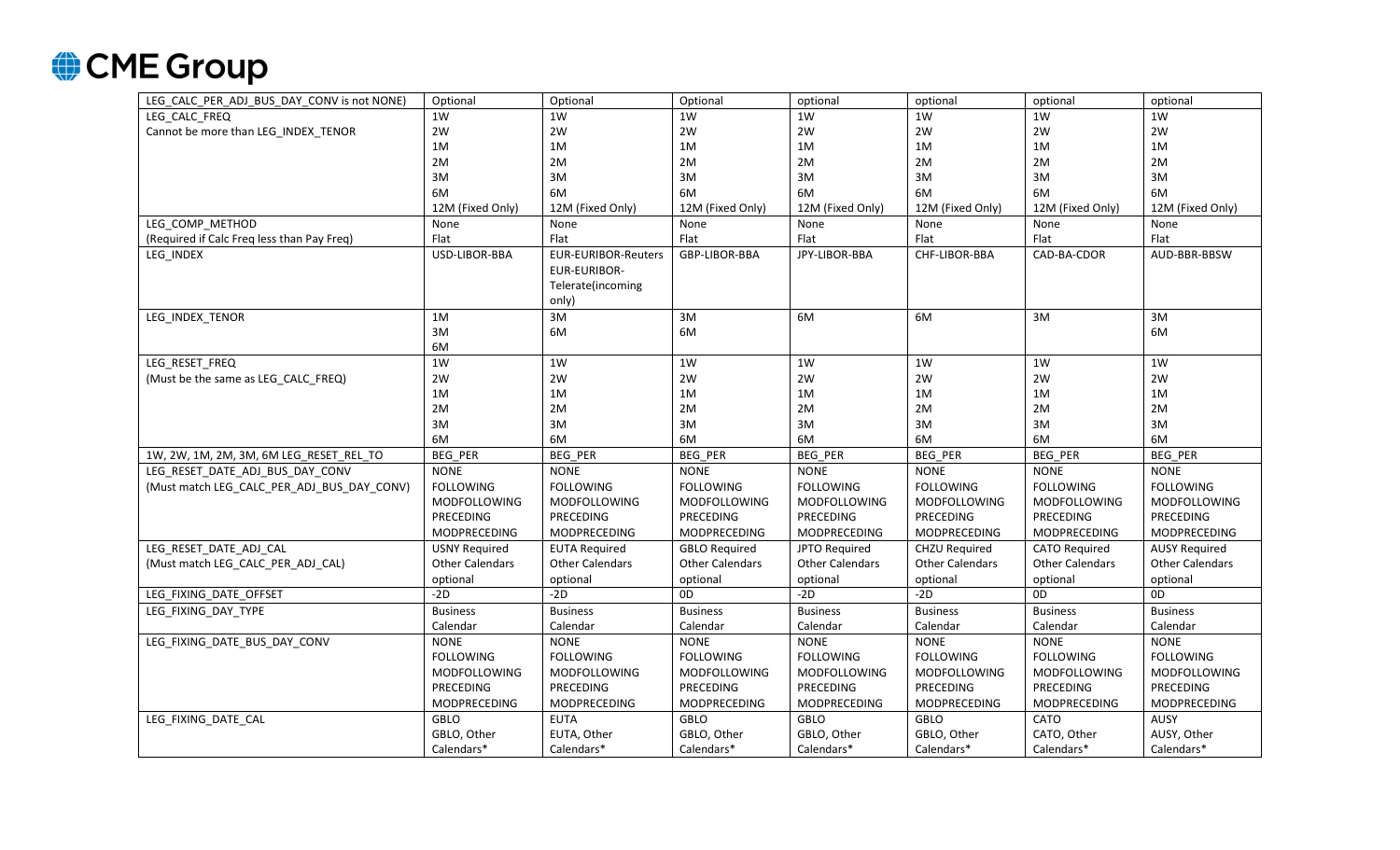| | | | | | | | |
|---|---|---|---|---|---|---|---|
| LEG_CALC_PER_ADJ_BUS_DAY_CONV is not NONE) | Optional | Optional | Optional | optional | optional | optional | optional |
| LEG_CALC_FREQ<br>Cannot be more than LEG_INDEX_TENOR | 1W<br>2W<br>1M<br>2M<br>3M<br>6M<br>12M (Fixed Only) | 1W<br>2W<br>1M<br>2M<br>3M<br>6M<br>12M (Fixed Only) | 1W<br>2W<br>1M<br>2M<br>3M<br>6M<br>12M (Fixed Only) | 1W<br>2W<br>1M<br>2M<br>3M<br>6M<br>12M (Fixed Only) | 1W<br>2W<br>1M<br>2M<br>3M<br>6M<br>12M (Fixed Only) | 1W<br>2W<br>1M<br>2M<br>3M<br>6M<br>12M (Fixed Only) | 1W<br>2W<br>1M<br>2M<br>3M<br>6M<br>12M (Fixed Only) |
| LEG_COMP_METHOD<br>(Required if Calc Freq less than Pay Freq) | None<br>Flat | None<br>Flat | None<br>Flat | None<br>Flat | None<br>Flat | None<br>Flat | None<br>Flat |
| LEG_INDEX | USD-LIBOR-BBA | EUR-EURIBOR-Reuters<br>EUR-EURIBOR-Telerate(incoming only) | GBP-LIBOR-BBA | JPY-LIBOR-BBA | CHF-LIBOR-BBA | CAD-BA-CDOR | AUD-BBR-BBSW |
| LEG_INDEX_TENOR | 1M<br>3M<br>6M | 3M<br>6M | 3M<br>6M | 6M | 6M | 3M | 3M<br>6M |
| LEG_RESET_FREQ<br>(Must be the same as LEG_CALC_FREQ) | 1W<br>2W<br>1M<br>2M<br>3M<br>6M | 1W<br>2W<br>1M<br>2M<br>3M<br>6M | 1W<br>2W<br>1M<br>2M<br>3M<br>6M | 1W<br>2W<br>1M<br>2M<br>3M<br>6M | 1W<br>2W<br>1M<br>2M<br>3M<br>6M | 1W<br>2W<br>1M<br>2M<br>3M<br>6M | 1W<br>2W<br>1M<br>2M<br>3M<br>6M |
| 1W, 2W, 1M, 2M, 3M, 6M LEG_RESET_REL_TO | BEG_PER | BEG_PER | BEG_PER | BEG_PER | BEG_PER | BEG_PER | BEG_PER |
| LEG_RESET_DATE_ADJ_BUS_DAY_CONV<br>(Must match LEG_CALC_PER_ADJ_BUS_DAY_CONV) | NONE<br>FOLLOWING<br>MODFOLLOWING<br>PRECEDING<br>MODPRECEDING | NONE<br>FOLLOWING<br>MODFOLLOWING<br>PRECEDING<br>MODPRECEDING | NONE<br>FOLLOWING<br>MODFOLLOWING<br>PRECEDING<br>MODPRECEDING | NONE<br>FOLLOWING<br>MODFOLLOWING<br>PRECEDING<br>MODPRECEDING | NONE<br>FOLLOWING<br>MODFOLLOWING<br>PRECEDING<br>MODPRECEDING | NONE<br>FOLLOWING<br>MODFOLLOWING<br>PRECEDING<br>MODPRECEDING | NONE<br>FOLLOWING<br>MODFOLLOWING<br>PRECEDING<br>MODPRECEDING |
| LEG_RESET_DATE_ADJ_CAL<br>(Must match LEG_CALC_PER_ADJ_CAL) | USNY Required<br>Other Calendars optional | EUTA Required<br>Other Calendars optional | GBLO Required<br>Other Calendars optional | JPTO Required<br>Other Calendars optional | CHZU Required<br>Other Calendars optional | CATO Required<br>Other Calendars optional | AUSY Required<br>Other Calendars optional |
| LEG_FIXING_DATE_OFFSET | -2D | -2D | 0D | -2D | -2D | 0D | 0D |
| LEG_FIXING_DAY_TYPE | Business Calendar | Business Calendar | Business Calendar | Business Calendar | Business Calendar | Business Calendar | Business Calendar |
| LEG_FIXING_DATE_BUS_DAY_CONV | NONE<br>FOLLOWING<br>MODFOLLOWING<br>PRECEDING<br>MODPRECEDING | NONE<br>FOLLOWING<br>MODFOLLOWING<br>PRECEDING<br>MODPRECEDING | NONE<br>FOLLOWING<br>MODFOLLOWING<br>PRECEDING<br>MODPRECEDING | NONE<br>FOLLOWING<br>MODFOLLOWING<br>PRECEDING<br>MODPRECEDING | NONE<br>FOLLOWING<br>MODFOLLOWING<br>PRECEDING<br>MODPRECEDING | NONE<br>FOLLOWING<br>MODFOLLOWING<br>PRECEDING<br>MODPRECEDING | NONE<br>FOLLOWING<br>MODFOLLOWING<br>PRECEDING<br>MODPRECEDING |
| LEG_FIXING_DATE_CAL | GBLO<br>GBLO, Other Calendars* | EUTA<br>EUTA, Other Calendars* | GBLO<br>GBLO, Other Calendars* | GBLO<br>GBLO, Other Calendars* | GBLO<br>GBLO, Other Calendars* | CATO<br>CATO, Other Calendars* | AUSY<br>AUSY, Other Calendars* |